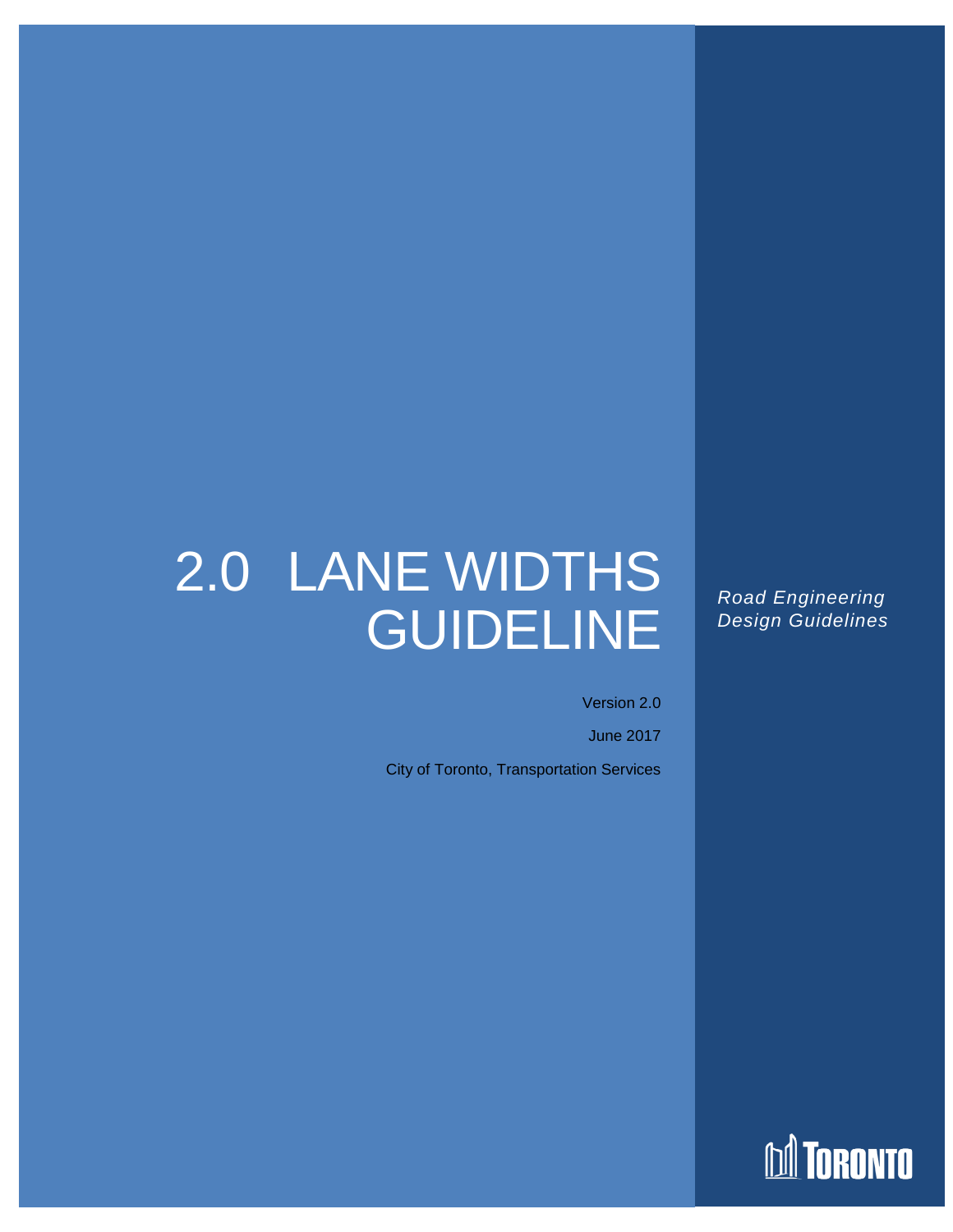# 2.0 LANE WIDTHS GUIDELINE

*Road Engineering Design Guidelines*

Version 2.0

June 2017

City of Toronto, Transportation Services

TORONTO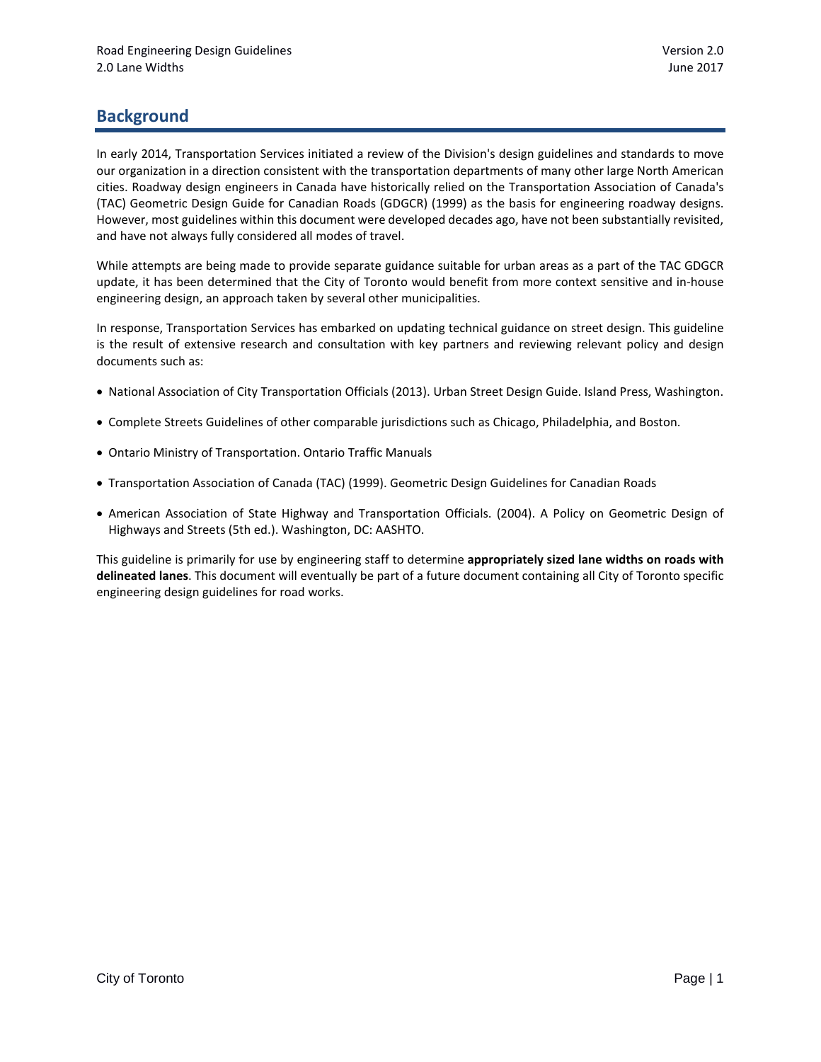## Background

In early 2014, Transportation Services initiated a review of the Division's design guidelines and standards to move our organization in a direction consistent with the transportation departments of many other large North American cities. Roadway design engineers in Canada have historically relied on the Transportation Association of Canada's (TAC) Geometric Design Guide for Canadian Roads (GDGCR) (1999) as the basis for engineering roadway designs. However, most guidelines within this document were developed decades ago, have not been substantially revisited, and have not always fully considered all modes of travel.

While attempts are being made to provide separate guidance suitable for urban areas as a part of the TAC GDGCR update, it has been determined that the City of Toronto would benefit from more context sensitive and in-house engineering design, an approach taken by several other municipalities.

In response, Transportation Services has embarked on updating technical guidance on street design. This guideline is the result of extensive research and consultation with key partners and reviewing relevant policy and design documents such as:

- National Association of City Transportation Officials (2013). Urban Street Design Guide. Island Press, Washington.
- Complete Streets Guidelines of other comparable jurisdictions such as Chicago, Philadelphia, and Boston.
- Ontario Ministry of Transportation. Ontario Traffic Manuals
- Transportation Association of Canada (TAC) (1999). Geometric Design Guidelines for Canadian Roads
- American Association of State Highway and Transportation Officials. (2004). A Policy on Geometric Design of Highways and Streets (5th ed.). Washington, DC: AASHTO.

This guideline is primarily for use by engineering staff to determine **appropriately sized lane widths on roads with delineated lanes**. This document will eventually be part of a future document containing all City of Toronto specific engineering design guidelines for road works.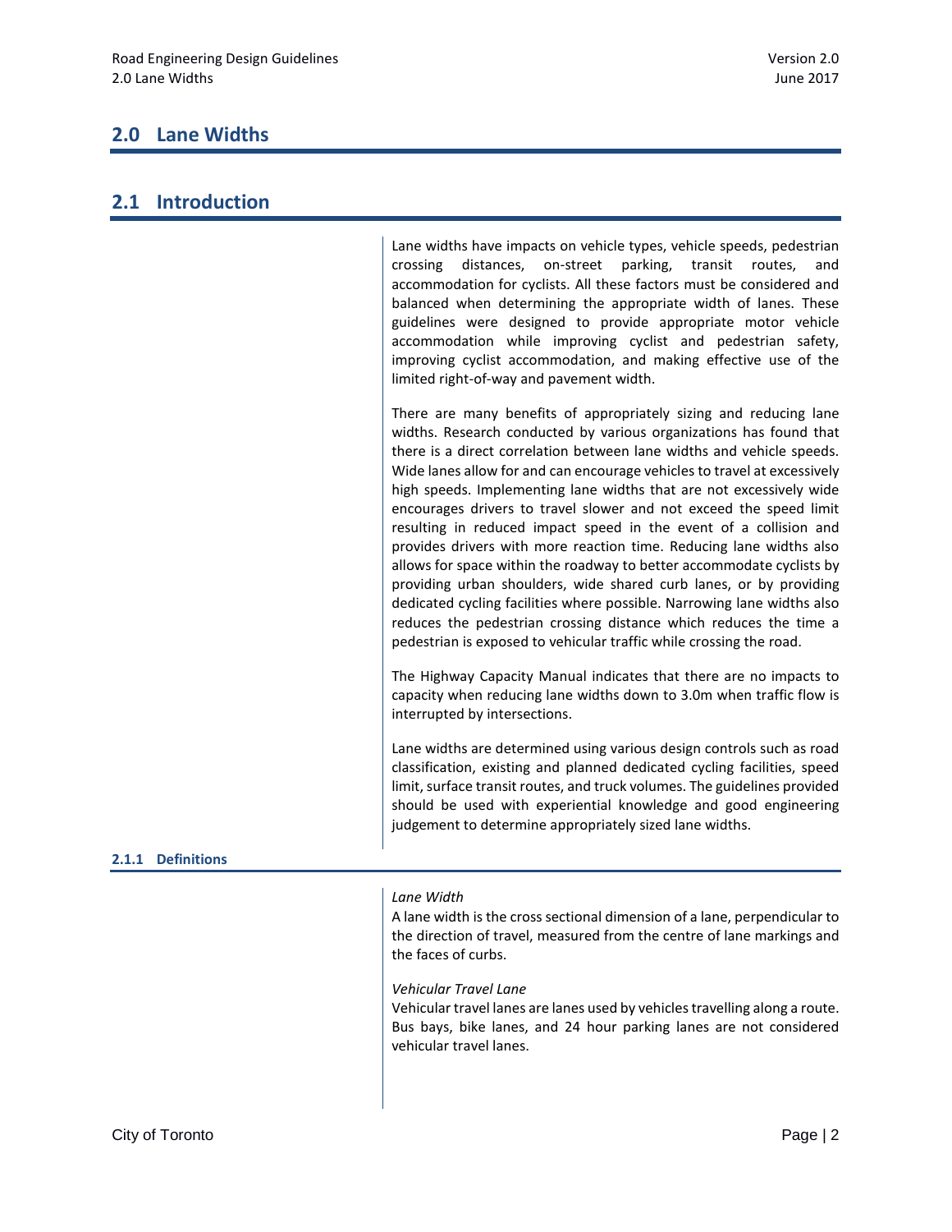# 2.0 Lane Widths

## 2.1 Introduction

Lane widths have impacts on vehicle types, vehicle speeds, pedestrian crossing distances, on-street parking, transit routes, and accommodation for cyclists. All these factors must be considered and balanced when determining the appropriate width of lanes. These guidelines were designed to provide appropriate motor vehicle accommodation while improving cyclist and pedestrian safety, improving cyclist accommodation, and making effective use of the limited right-of-way and pavement width.

There are many benefits of appropriately sizing and reducing lane widths. Research conducted by various organizations has found that there is a direct correlation between lane widths and vehicle speeds. Wide lanes allow for and can encourage vehicles to travel at excessively high speeds. Implementing lane widths that are not excessively wide encourages drivers to travel slower and not exceed the speed limit resulting in reduced impact speed in the event of a collision and provides drivers with more reaction time. Reducing lane widths also allows for space within the roadway to better accommodate cyclists by providing urban shoulders, wide shared curb lanes, or by providing dedicated cycling facilities where possible. Narrowing lane widths also reduces the pedestrian crossing distance which reduces the time a pedestrian is exposed to vehicular traffic while crossing the road.

The Highway Capacity Manual indicates that there are no impacts to capacity when reducing lane widths down to 3.0m when traffic flow is interrupted by intersections.

Lane widths are determined using various design controls such as road classification, existing and planned dedicated cycling facilities, speed limit, surface transit routes, and truck volumes. The guidelines provided should be used with experiential knowledge and good engineering judgement to determine appropriately sized lane widths.

### 2.1.1 Definitions

*Lane Width*
A lane width is the cross sectional dimension of a lane, perpendicular to the direction of travel, measured from the centre of lane markings and the faces of curbs.

*Vehicular Travel Lane*
Vehicular travel lanes are lanes used by vehicles travelling along a route. Bus bays, bike lanes, and 24 hour parking lanes are not considered vehicular travel lanes.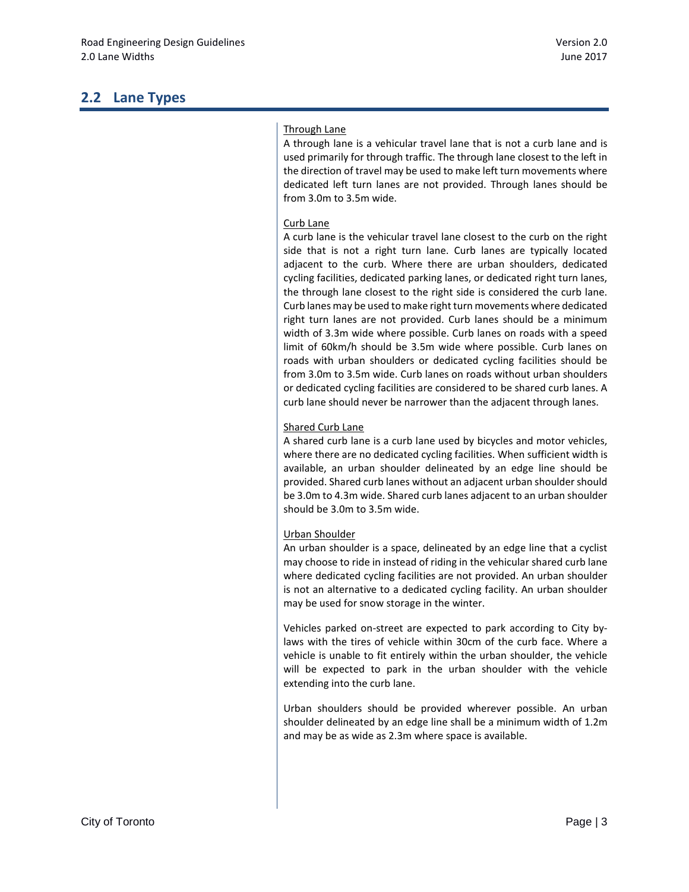## 2.2 Lane Types

<u>Through Lane</u>

A through lane is a vehicular travel lane that is not a curb lane and is used primarily for through traffic. The through lane closest to the left in the direction of travel may be used to make left turn movements where dedicated left turn lanes are not provided. Through lanes should be from 3.0m to 3.5m wide.

<u>Curb Lane</u>

A curb lane is the vehicular travel lane closest to the curb on the right side that is not a right turn lane. Curb lanes are typically located adjacent to the curb. Where there are urban shoulders, dedicated cycling facilities, dedicated parking lanes, or dedicated right turn lanes, the through lane closest to the right side is considered the curb lane. Curb lanes may be used to make right turn movements where dedicated right turn lanes are not provided. Curb lanes should be a minimum width of 3.3m wide where possible. Curb lanes on roads with a speed limit of 60km/h should be 3.5m wide where possible. Curb lanes on roads with urban shoulders or dedicated cycling facilities should be from 3.0m to 3.5m wide. Curb lanes on roads without urban shoulders or dedicated cycling facilities are considered to be shared curb lanes. A curb lane should never be narrower than the adjacent through lanes.

<u>Shared Curb Lane</u>

A shared curb lane is a curb lane used by bicycles and motor vehicles, where there are no dedicated cycling facilities. When sufficient width is available, an urban shoulder delineated by an edge line should be provided. Shared curb lanes without an adjacent urban shoulder should be 3.0m to 4.3m wide. Shared curb lanes adjacent to an urban shoulder should be 3.0m to 3.5m wide.

<u>Urban Shoulder</u>

An urban shoulder is a space, delineated by an edge line that a cyclist may choose to ride in instead of riding in the vehicular shared curb lane where dedicated cycling facilities are not provided. An urban shoulder is not an alternative to a dedicated cycling facility. An urban shoulder may be used for snow storage in the winter.

Vehicles parked on-street are expected to park according to City by-laws with the tires of vehicle within 30cm of the curb face. Where a vehicle is unable to fit entirely within the urban shoulder, the vehicle will be expected to park in the urban shoulder with the vehicle extending into the curb lane.

Urban shoulders should be provided wherever possible. An urban shoulder delineated by an edge line shall be a minimum width of 1.2m and may be as wide as 2.3m where space is available.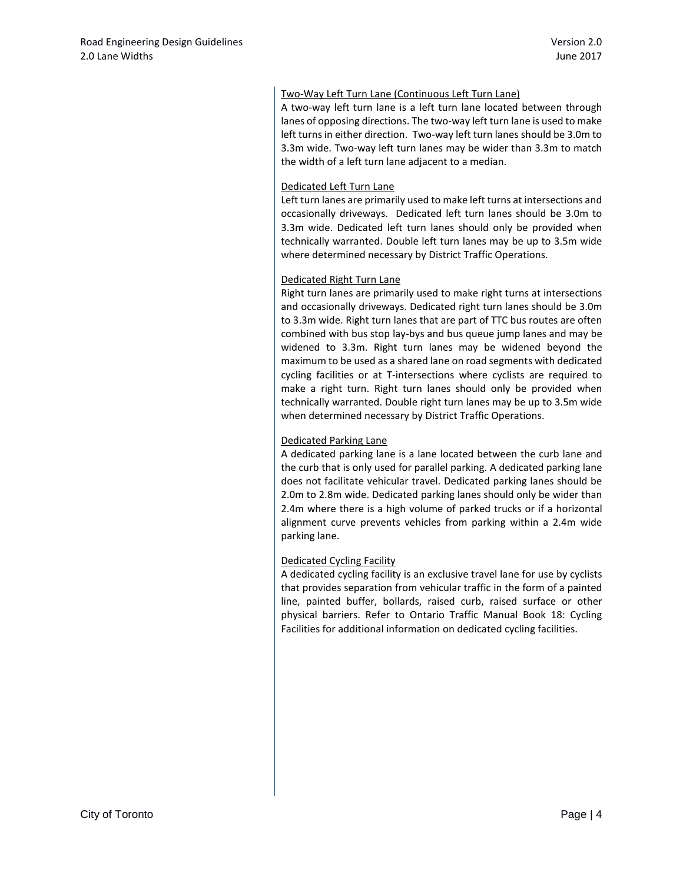### Two-Way Left Turn Lane (Continuous Left Turn Lane)

A two-way left turn lane is a left turn lane located between through lanes of opposing directions. The two-way left turn lane is used to make left turns in either direction. Two-way left turn lanes should be 3.0m to 3.3m wide. Two-way left turn lanes may be wider than 3.3m to match the width of a left turn lane adjacent to a median.

### Dedicated Left Turn Lane

Left turn lanes are primarily used to make left turns at intersections and occasionally driveways. Dedicated left turn lanes should be 3.0m to 3.3m wide. Dedicated left turn lanes should only be provided when technically warranted. Double left turn lanes may be up to 3.5m wide where determined necessary by District Traffic Operations.

### Dedicated Right Turn Lane

Right turn lanes are primarily used to make right turns at intersections and occasionally driveways. Dedicated right turn lanes should be 3.0m to 3.3m wide. Right turn lanes that are part of TTC bus routes are often combined with bus stop lay-bys and bus queue jump lanes and may be widened to 3.3m. Right turn lanes may be widened beyond the maximum to be used as a shared lane on road segments with dedicated cycling facilities or at T-intersections where cyclists are required to make a right turn. Right turn lanes should only be provided when technically warranted. Double right turn lanes may be up to 3.5m wide when determined necessary by District Traffic Operations.

### Dedicated Parking Lane

A dedicated parking lane is a lane located between the curb lane and the curb that is only used for parallel parking. A dedicated parking lane does not facilitate vehicular travel. Dedicated parking lanes should be 2.0m to 2.8m wide. Dedicated parking lanes should only be wider than 2.4m where there is a high volume of parked trucks or if a horizontal alignment curve prevents vehicles from parking within a 2.4m wide parking lane.

### Dedicated Cycling Facility

A dedicated cycling facility is an exclusive travel lane for use by cyclists that provides separation from vehicular traffic in the form of a painted line, painted buffer, bollards, raised curb, raised surface or other physical barriers. Refer to Ontario Traffic Manual Book 18: Cycling Facilities for additional information on dedicated cycling facilities.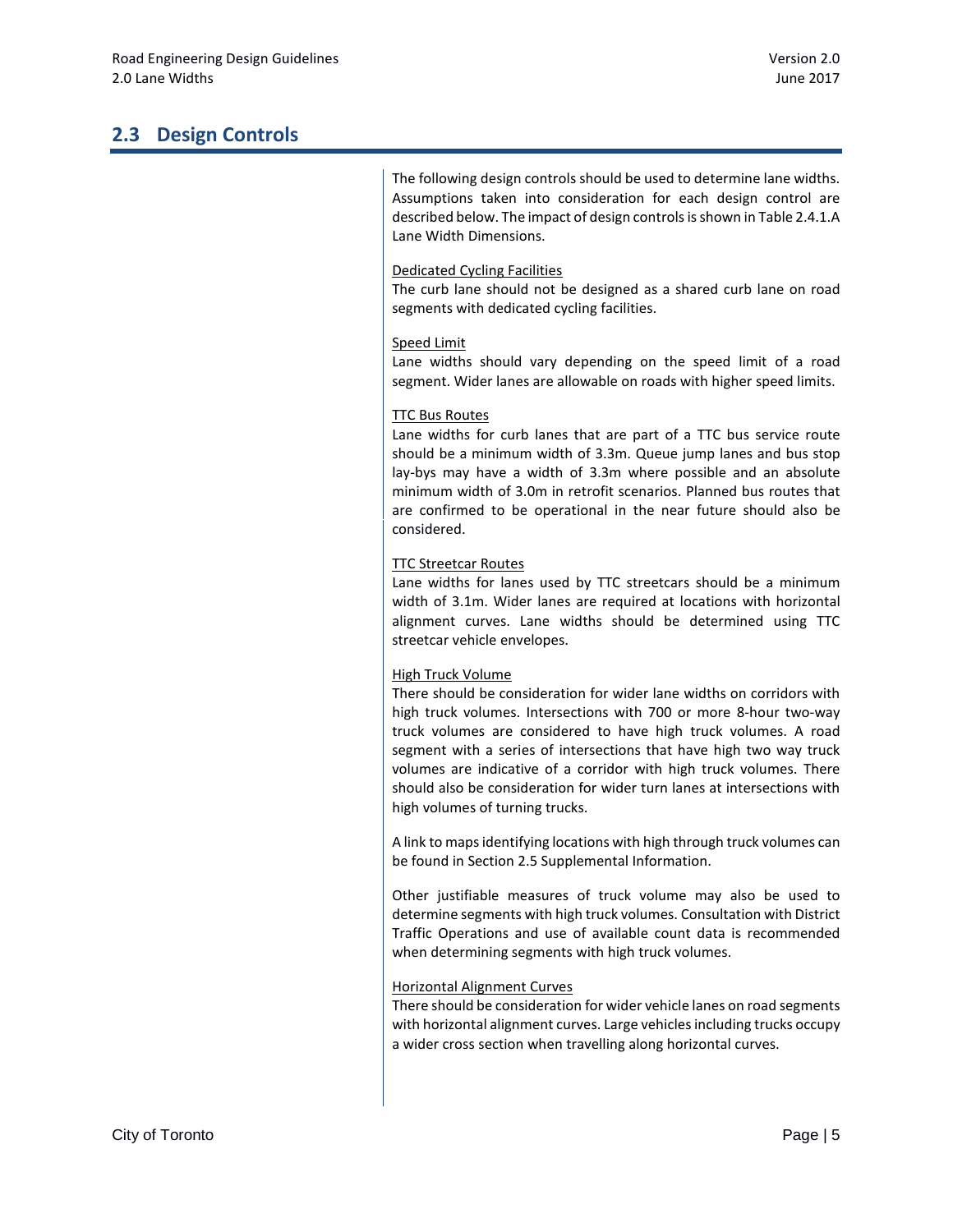## 2.3 Design Controls

The following design controls should be used to determine lane widths. Assumptions taken into consideration for each design control are described below. The impact of design controls is shown in Table 2.4.1.A Lane Width Dimensions.

Dedicated Cycling Facilities
The curb lane should not be designed as a shared curb lane on road segments with dedicated cycling facilities.

Speed Limit
Lane widths should vary depending on the speed limit of a road segment. Wider lanes are allowable on roads with higher speed limits.

TTC Bus Routes
Lane widths for curb lanes that are part of a TTC bus service route should be a minimum width of 3.3m. Queue jump lanes and bus stop lay-bys may have a width of 3.3m where possible and an absolute minimum width of 3.0m in retrofit scenarios. Planned bus routes that are confirmed to be operational in the near future should also be considered.

TTC Streetcar Routes
Lane widths for lanes used by TTC streetcars should be a minimum width of 3.1m. Wider lanes are required at locations with horizontal alignment curves. Lane widths should be determined using TTC streetcar vehicle envelopes.

High Truck Volume
There should be consideration for wider lane widths on corridors with high truck volumes. Intersections with 700 or more 8-hour two-way truck volumes are considered to have high truck volumes. A road segment with a series of intersections that have high two way truck volumes are indicative of a corridor with high truck volumes. There should also be consideration for wider turn lanes at intersections with high volumes of turning trucks.

A link to maps identifying locations with high through truck volumes can be found in Section 2.5 Supplemental Information.

Other justifiable measures of truck volume may also be used to determine segments with high truck volumes. Consultation with District Traffic Operations and use of available count data is recommended when determining segments with high truck volumes.

Horizontal Alignment Curves
There should be consideration for wider vehicle lanes on road segments with horizontal alignment curves. Large vehicles including trucks occupy a wider cross section when travelling along horizontal curves.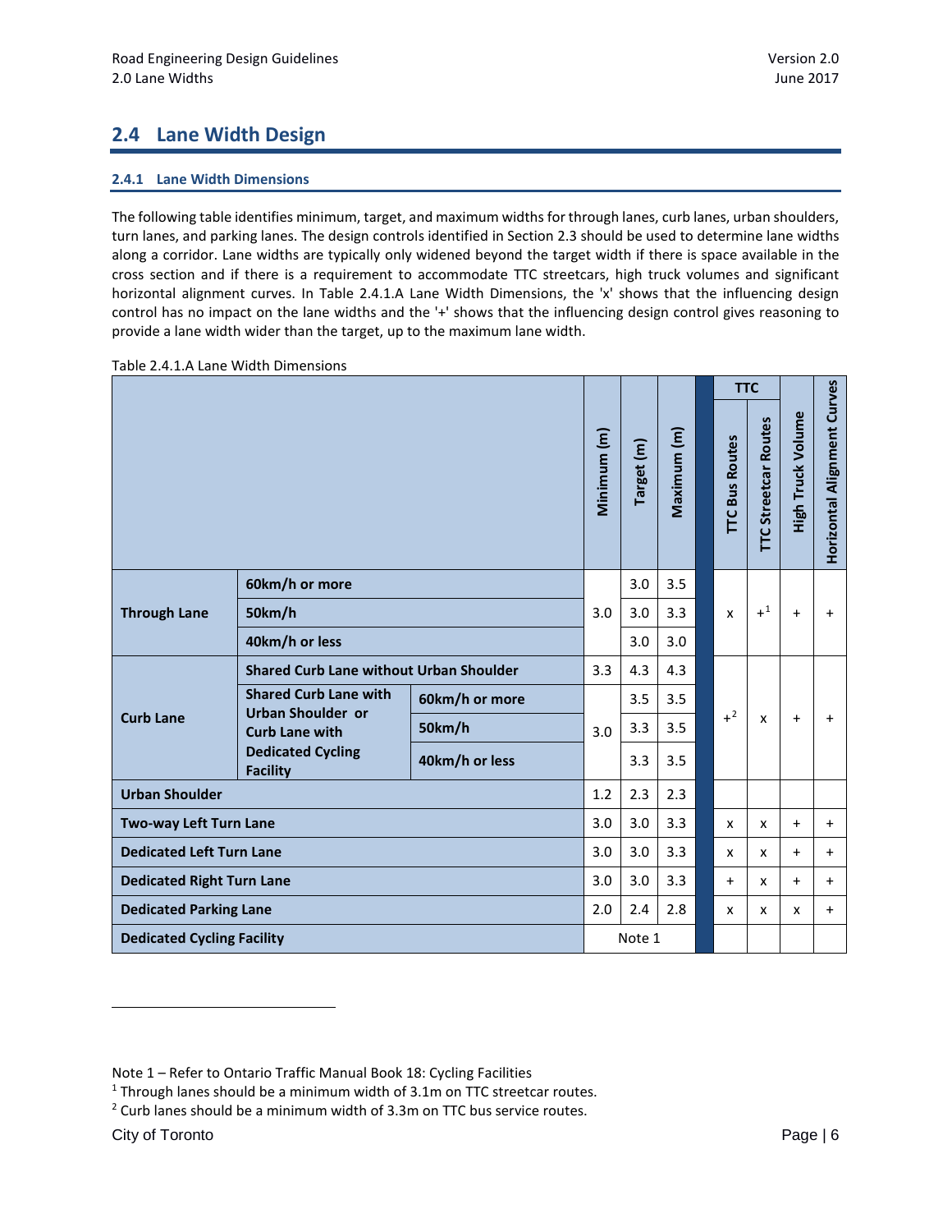## 2.4 Lane Width Design

### 2.4.1 Lane Width Dimensions

The following table identifies minimum, target, and maximum widths for through lanes, curb lanes, urban shoulders, turn lanes, and parking lanes. The design controls identified in Section 2.3 should be used to determine lane widths along a corridor. Lane widths are typically only widened beyond the target width if there is space available in the cross section and if there is a requirement to accommodate TTC streetcars, high truck volumes and significant horizontal alignment curves. In Table 2.4.1.A Lane Width Dimensions, the 'x' shows that the influencing design control has no impact on the lane widths and the '+' shows that the influencing design control gives reasoning to provide a lane width wider than the target, up to the maximum lane width.

Table 2.4.1.A Lane Width Dimensions

| | | | Minimum (m) | Target (m) | Maximum (m) | TTC | | High Truck Volume | Horizontal Alignment Curves |
|---|---|---|---|---|---|---|---|---|---|
| | | | | | | TTC Bus Routes | TTC Streetcar Routes | | |
| **Through Lane** | **60km/h or more** | | 3.0 | 3.0 | 3.5 | x | +[1] | + | + |
| | **50km/h** | | | 3.0 | 3.3 | | | | |
| | **40km/h or less** | | | 3.0 | 3.0 | | | | |
| **Curb Lane** | **Shared Curb Lane without Urban Shoulder** | | 3.3 | 4.3 | 4.3 | +[2] | x | + | + |
| | **Shared Curb Lane with Urban Shoulder or Curb Lane with Dedicated Cycling Facility** | **60km/h or more** | 3.0 | 3.5 | 3.5 | | | | |
| | | **50km/h** | | 3.3 | 3.5 | | | | |
| | | **40km/h or less** | | 3.3 | 3.5 | | | | |
| **Urban Shoulder** | | | 1.2 | 2.3 | 2.3 | | | | |
| **Two-way Left Turn Lane** | | | 3.0 | 3.0 | 3.3 | x | x | + | + |
| **Dedicated Left Turn Lane** | | | 3.0 | 3.0 | 3.3 | x | x | + | + |
| **Dedicated Right Turn Lane** | | | 3.0 | 3.0 | 3.3 | + | x | + | + |
| **Dedicated Parking Lane** | | | 2.0 | 2.4 | 2.8 | x | x | x | + |
| **Dedicated Cycling Facility** | | | Note 1 | | | | | | |

Note 1 – Refer to Ontario Traffic Manual Book 18: Cycling Facilities

[1] Through lanes should be a minimum width of 3.1m on TTC streetcar routes.

[2] Curb lanes should be a minimum width of 3.3m on TTC bus service routes.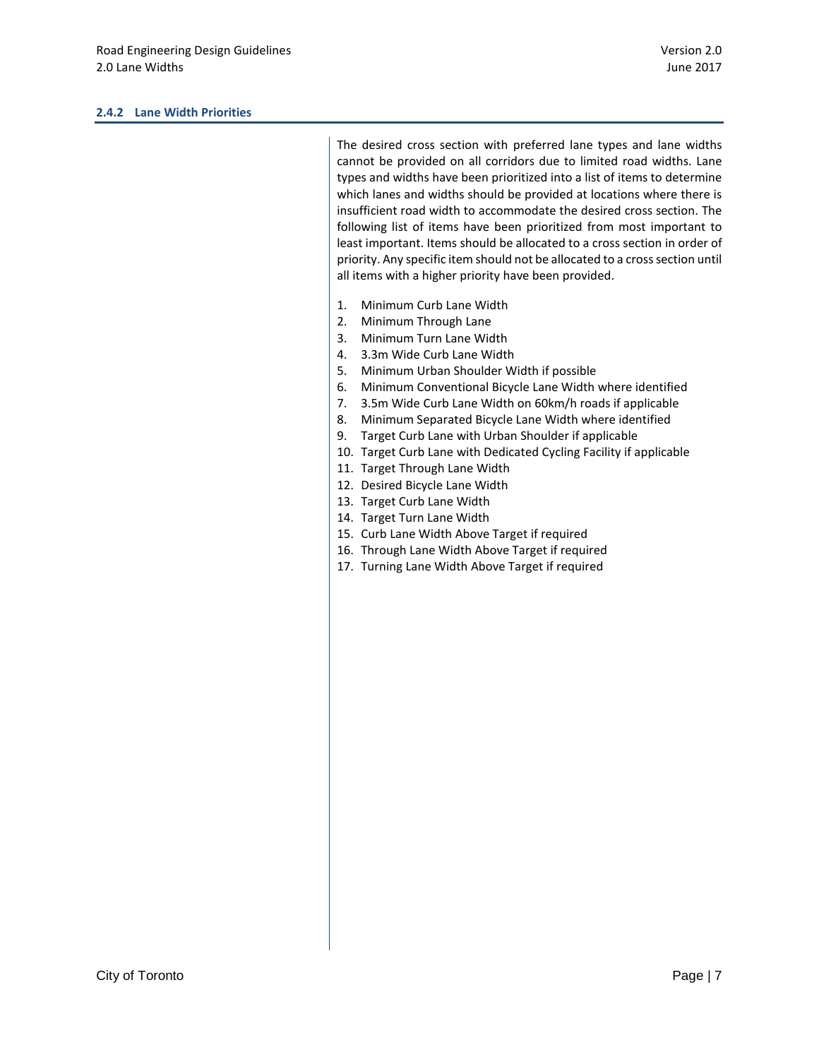### 2.4.2 Lane Width Priorities

The desired cross section with preferred lane types and lane widths cannot be provided on all corridors due to limited road widths. Lane types and widths have been prioritized into a list of items to determine which lanes and widths should be provided at locations where there is insufficient road width to accommodate the desired cross section. The following list of items have been prioritized from most important to least important. Items should be allocated to a cross section in order of priority. Any specific item should not be allocated to a cross section until all items with a higher priority have been provided.

1. Minimum Curb Lane Width
2. Minimum Through Lane
3. Minimum Turn Lane Width
4. 3.3m Wide Curb Lane Width
5. Minimum Urban Shoulder Width if possible
6. Minimum Conventional Bicycle Lane Width where identified
7. 3.5m Wide Curb Lane Width on 60km/h roads if applicable
8. Minimum Separated Bicycle Lane Width where identified
9. Target Curb Lane with Urban Shoulder if applicable
10. Target Curb Lane with Dedicated Cycling Facility if applicable
11. Target Through Lane Width
12. Desired Bicycle Lane Width
13. Target Curb Lane Width
14. Target Turn Lane Width
15. Curb Lane Width Above Target if required
16. Through Lane Width Above Target if required
17. Turning Lane Width Above Target if required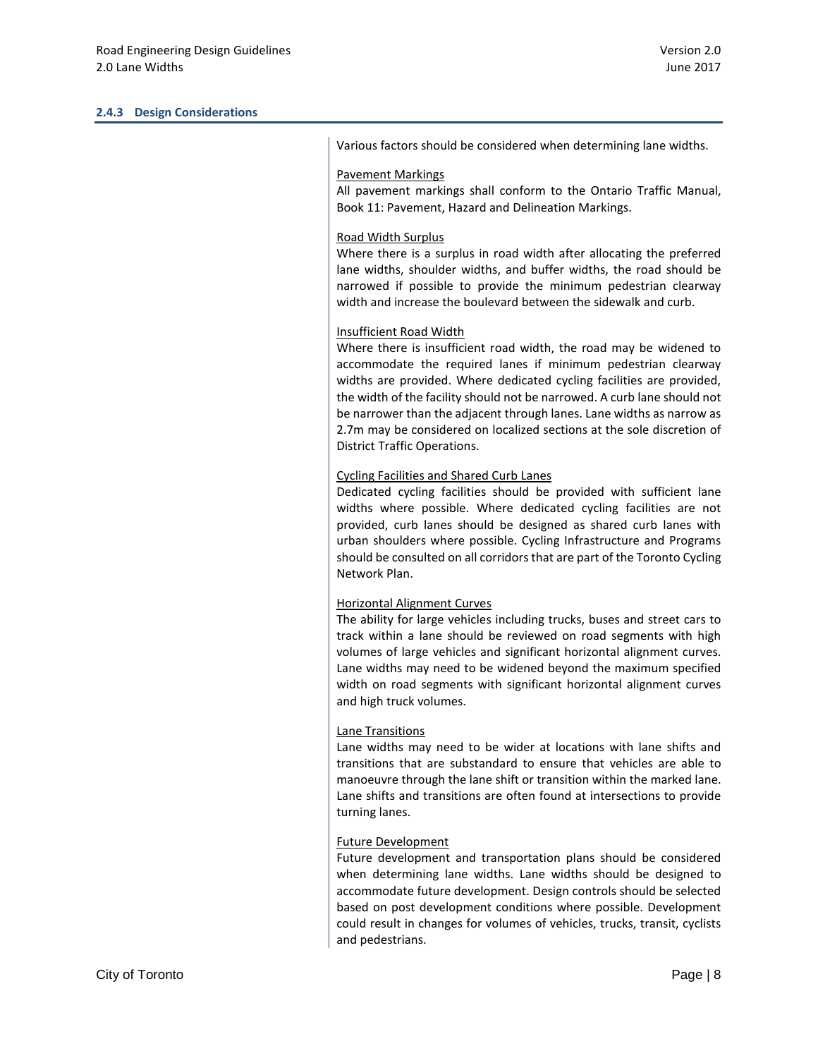### 2.4.3 Design Considerations

Various factors should be considered when determining lane widths.

Pavement Markings
All pavement markings shall conform to the Ontario Traffic Manual, Book 11: Pavement, Hazard and Delineation Markings.

Road Width Surplus
Where there is a surplus in road width after allocating the preferred lane widths, shoulder widths, and buffer widths, the road should be narrowed if possible to provide the minimum pedestrian clearway width and increase the boulevard between the sidewalk and curb.

Insufficient Road Width
Where there is insufficient road width, the road may be widened to accommodate the required lanes if minimum pedestrian clearway widths are provided. Where dedicated cycling facilities are provided, the width of the facility should not be narrowed. A curb lane should not be narrower than the adjacent through lanes. Lane widths as narrow as 2.7m may be considered on localized sections at the sole discretion of District Traffic Operations.

Cycling Facilities and Shared Curb Lanes
Dedicated cycling facilities should be provided with sufficient lane widths where possible. Where dedicated cycling facilities are not provided, curb lanes should be designed as shared curb lanes with urban shoulders where possible. Cycling Infrastructure and Programs should be consulted on all corridors that are part of the Toronto Cycling Network Plan.

Horizontal Alignment Curves
The ability for large vehicles including trucks, buses and street cars to track within a lane should be reviewed on road segments with high volumes of large vehicles and significant horizontal alignment curves. Lane widths may need to be widened beyond the maximum specified width on road segments with significant horizontal alignment curves and high truck volumes.

Lane Transitions
Lane widths may need to be wider at locations with lane shifts and transitions that are substandard to ensure that vehicles are able to manoeuvre through the lane shift or transition within the marked lane. Lane shifts and transitions are often found at intersections to provide turning lanes.

Future Development
Future development and transportation plans should be considered when determining lane widths. Lane widths should be designed to accommodate future development. Design controls should be selected based on post development conditions where possible. Development could result in changes for volumes of vehicles, trucks, transit, cyclists and pedestrians.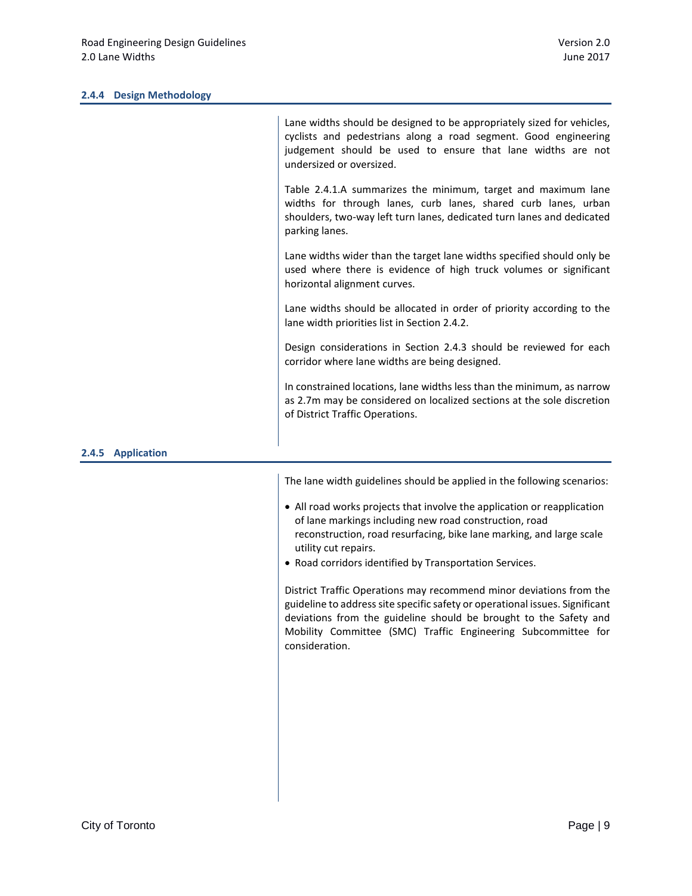### 2.4.4 Design Methodology

Lane widths should be designed to be appropriately sized for vehicles, cyclists and pedestrians along a road segment. Good engineering judgement should be used to ensure that lane widths are not undersized or oversized.

Table 2.4.1.A summarizes the minimum, target and maximum lane widths for through lanes, curb lanes, shared curb lanes, urban shoulders, two-way left turn lanes, dedicated turn lanes and dedicated parking lanes.

Lane widths wider than the target lane widths specified should only be used where there is evidence of high truck volumes or significant horizontal alignment curves.

Lane widths should be allocated in order of priority according to the lane width priorities list in Section 2.4.2.

Design considerations in Section 2.4.3 should be reviewed for each corridor where lane widths are being designed.

In constrained locations, lane widths less than the minimum, as narrow as 2.7m may be considered on localized sections at the sole discretion of District Traffic Operations.

### 2.4.5 Application

The lane width guidelines should be applied in the following scenarios:

- All road works projects that involve the application or reapplication of lane markings including new road construction, road reconstruction, road resurfacing, bike lane marking, and large scale utility cut repairs.
- Road corridors identified by Transportation Services.

District Traffic Operations may recommend minor deviations from the guideline to address site specific safety or operational issues. Significant deviations from the guideline should be brought to the Safety and Mobility Committee (SMC) Traffic Engineering Subcommittee for consideration.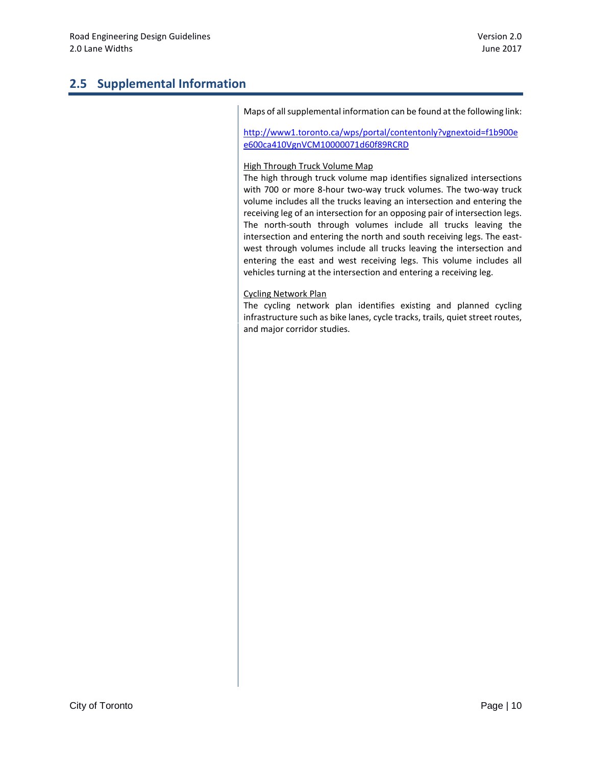## 2.5 Supplemental Information

Maps of all supplemental information can be found at the following link:

http://www1.toronto.ca/wps/portal/contentonly?vgnextoid=f1b900ee600ca410VgnVCM10000071d60f89RCRD

High Through Truck Volume Map

The high through truck volume map identifies signalized intersections with 700 or more 8-hour two-way truck volumes. The two-way truck volume includes all the trucks leaving an intersection and entering the receiving leg of an intersection for an opposing pair of intersection legs. The north-south through volumes include all trucks leaving the intersection and entering the north and south receiving legs. The east-west through volumes include all trucks leaving the intersection and entering the east and west receiving legs. This volume includes all vehicles turning at the intersection and entering a receiving leg.

Cycling Network Plan

The cycling network plan identifies existing and planned cycling infrastructure such as bike lanes, cycle tracks, trails, quiet street routes, and major corridor studies.